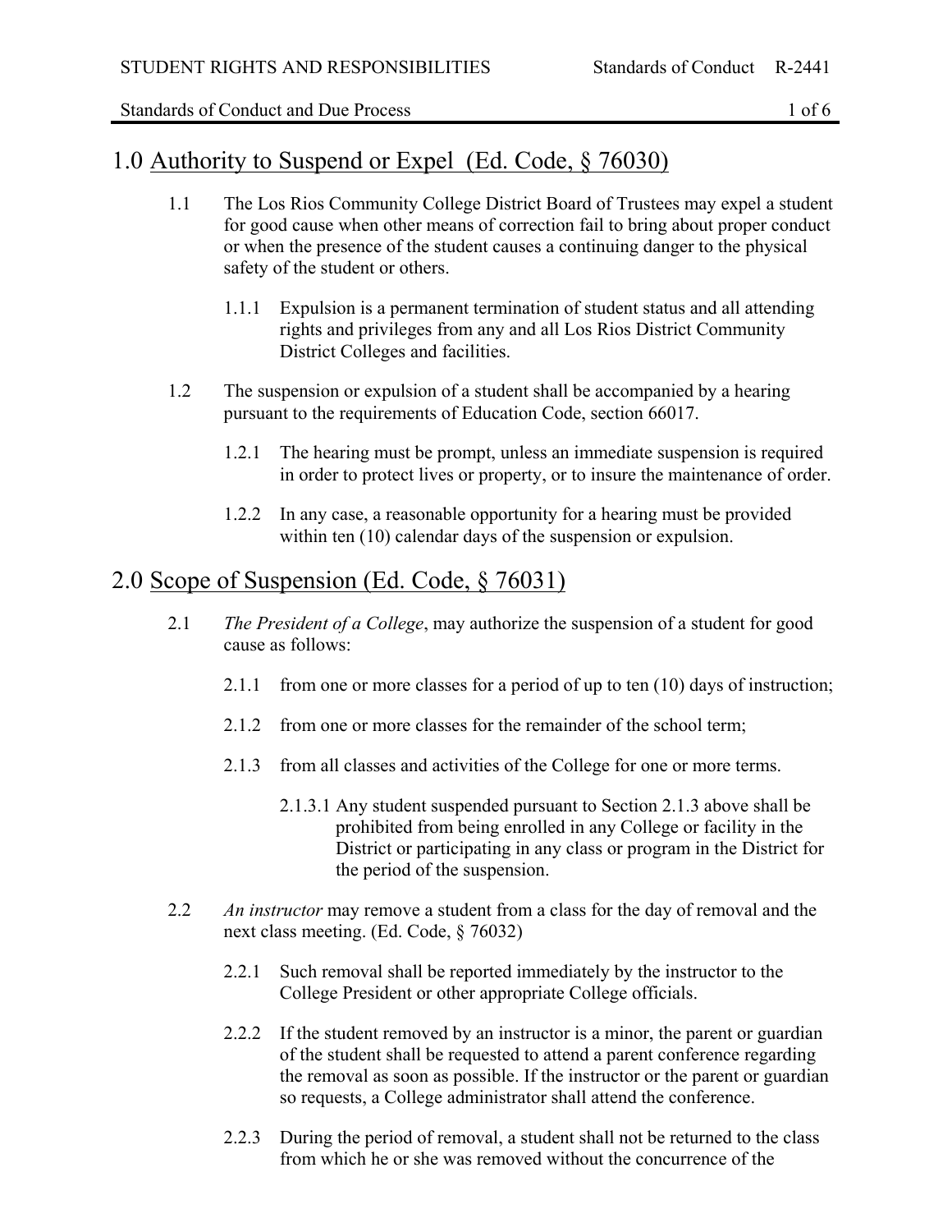## 1.0 Authority to Suspend or Expel (Ed. Code, § 76030)

1.1 The Los Rios Community College District Board of Trustees may expel a student for good cause when other means of correction fail to bring about proper conduct or when the presence of the student causes a continuing danger to the physical safety of the student or others.

1.1.1 Expulsion is a permanent termination of student status and all attending rights and privileges from any and all Los Rios District Community District Colleges and facilities.

1.2 The suspension or expulsion of a student shall be accompanied by a hearing pursuant to the requirements of Education Code, section 66017.

1.2.1 The hearing must be prompt, unless an immediate suspension is required in order to protect lives or property, or to insure the maintenance of order.

1.2.2 In any case, a reasonable opportunity for a hearing must be provided within ten (10) calendar days of the suspension or expulsion.

## 2.0 Scope of Suspension (Ed. Code, § 76031)

2.1 *The President of a College*, may authorize the suspension of a student for good cause as follows:

2.1.1 from one or more classes for a period of up to ten (10) days of instruction;

2.1.2 from one or more classes for the remainder of the school term;

2.1.3 from all classes and activities of the College for one or more terms.

2.1.3.1 Any student suspended pursuant to Section 2.1.3 above shall be prohibited from being enrolled in any College or facility in the District or participating in any class or program in the District for the period of the suspension.

2.2 *An instructor* may remove a student from a class for the day of removal and the next class meeting. (Ed. Code, § 76032)

2.2.1 Such removal shall be reported immediately by the instructor to the College President or other appropriate College officials.

2.2.2 If the student removed by an instructor is a minor, the parent or guardian of the student shall be requested to attend a parent conference regarding the removal as soon as possible. If the instructor or the parent or guardian so requests, a College administrator shall attend the conference.

2.2.3 During the period of removal, a student shall not be returned to the class from which he or she was removed without the concurrence of the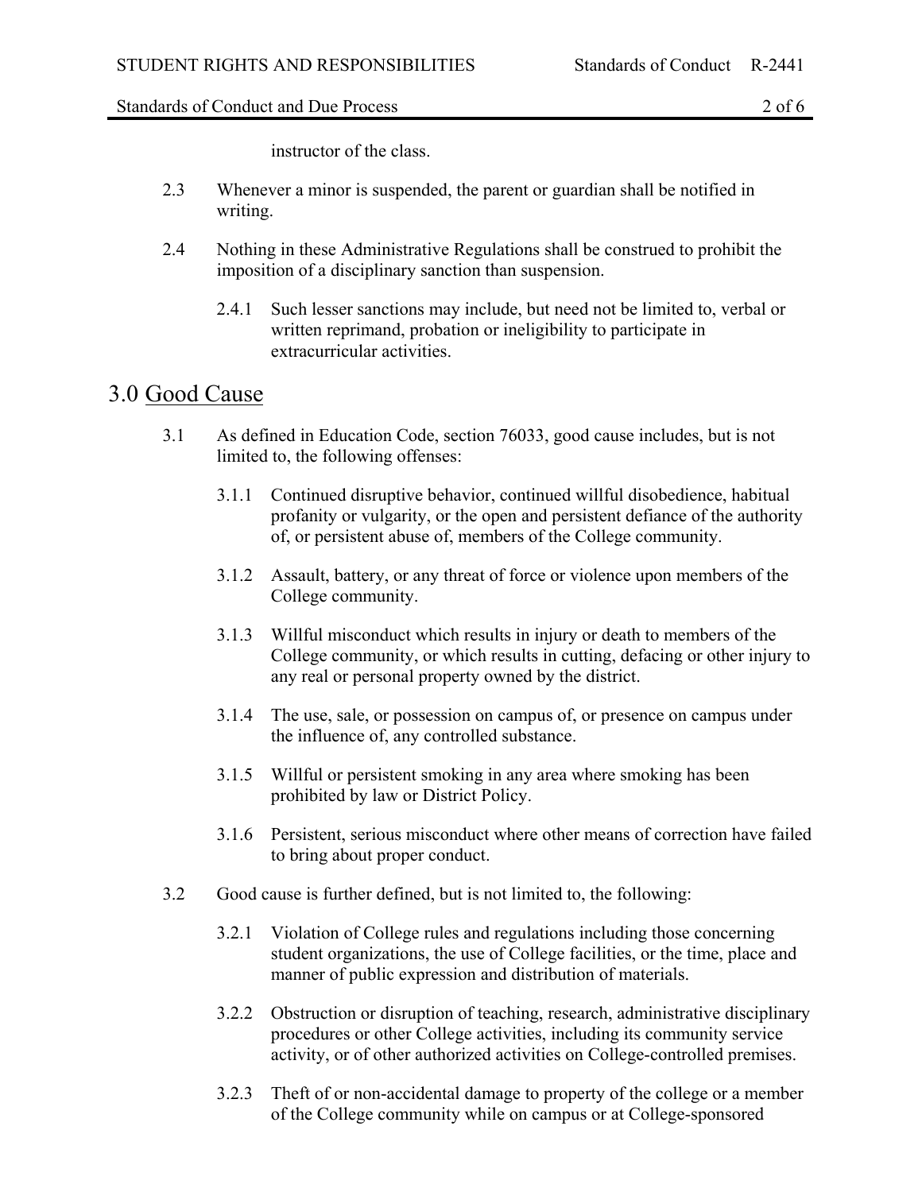instructor of the class.

2.3 Whenever a minor is suspended, the parent or guardian shall be notified in writing.

2.4 Nothing in these Administrative Regulations shall be construed to prohibit the imposition of a disciplinary sanction than suspension.

2.4.1 Such lesser sanctions may include, but need not be limited to, verbal or written reprimand, probation or ineligibility to participate in extracurricular activities.

# 3.0 <u>Good Cause</u>

3.1 As defined in Education Code, section 76033, good cause includes, but is not limited to, the following offenses:

3.1.1 Continued disruptive behavior, continued willful disobedience, habitual profanity or vulgarity, or the open and persistent defiance of the authority of, or persistent abuse of, members of the College community.

3.1.2 Assault, battery, or any threat of force or violence upon members of the College community.

3.1.3 Willful misconduct which results in injury or death to members of the College community, or which results in cutting, defacing or other injury to any real or personal property owned by the district.

3.1.4 The use, sale, or possession on campus of, or presence on campus under the influence of, any controlled substance.

3.1.5 Willful or persistent smoking in any area where smoking has been prohibited by law or District Policy.

3.1.6 Persistent, serious misconduct where other means of correction have failed to bring about proper conduct.

3.2 Good cause is further defined, but is not limited to, the following:

3.2.1 Violation of College rules and regulations including those concerning student organizations, the use of College facilities, or the time, place and manner of public expression and distribution of materials.

3.2.2 Obstruction or disruption of teaching, research, administrative disciplinary procedures or other College activities, including its community service activity, or of other authorized activities on College-controlled premises.

3.2.3 Theft of or non-accidental damage to property of the college or a member of the College community while on campus or at College-sponsored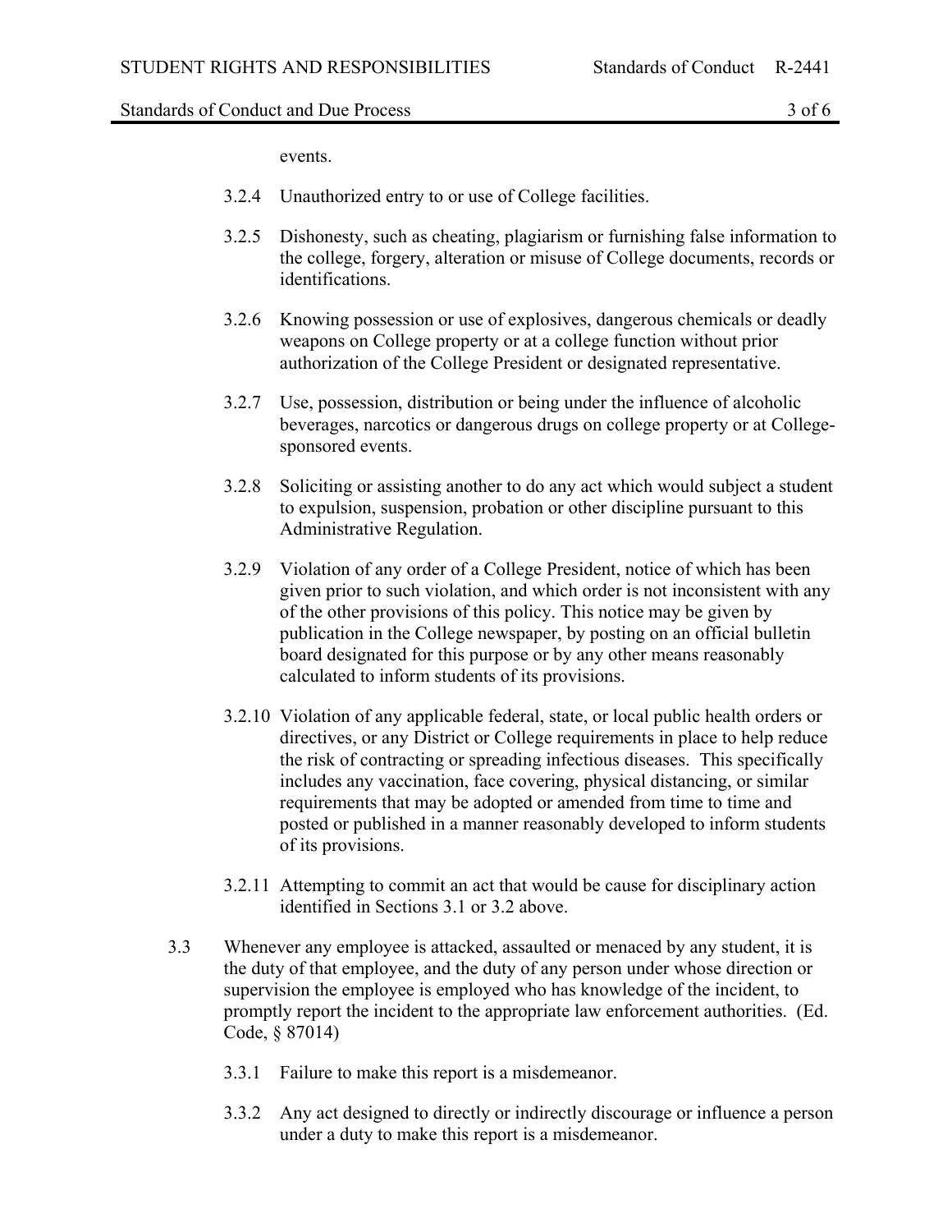events.

3.2.4 Unauthorized entry to or use of College facilities.

3.2.5 Dishonesty, such as cheating, plagiarism or furnishing false information to the college, forgery, alteration or misuse of College documents, records or identifications.

3.2.6 Knowing possession or use of explosives, dangerous chemicals or deadly weapons on College property or at a college function without prior authorization of the College President or designated representative.

3.2.7 Use, possession, distribution or being under the influence of alcoholic beverages, narcotics or dangerous drugs on college property or at College-sponsored events.

3.2.8 Soliciting or assisting another to do any act which would subject a student to expulsion, suspension, probation or other discipline pursuant to this Administrative Regulation.

3.2.9 Violation of any order of a College President, notice of which has been given prior to such violation, and which order is not inconsistent with any of the other provisions of this policy. This notice may be given by publication in the College newspaper, by posting on an official bulletin board designated for this purpose or by any other means reasonably calculated to inform students of its provisions.

3.2.10 Violation of any applicable federal, state, or local public health orders or directives, or any District or College requirements in place to help reduce the risk of contracting or spreading infectious diseases. This specifically includes any vaccination, face covering, physical distancing, or similar requirements that may be adopted or amended from time to time and posted or published in a manner reasonably developed to inform students of its provisions.

3.2.11 Attempting to commit an act that would be cause for disciplinary action identified in Sections 3.1 or 3.2 above.

3.3 Whenever any employee is attacked, assaulted or menaced by any student, it is the duty of that employee, and the duty of any person under whose direction or supervision the employee is employed who has knowledge of the incident, to promptly report the incident to the appropriate law enforcement authorities. (Ed. Code, § 87014)

3.3.1 Failure to make this report is a misdemeanor.

3.3.2 Any act designed to directly or indirectly discourage or influence a person under a duty to make this report is a misdemeanor.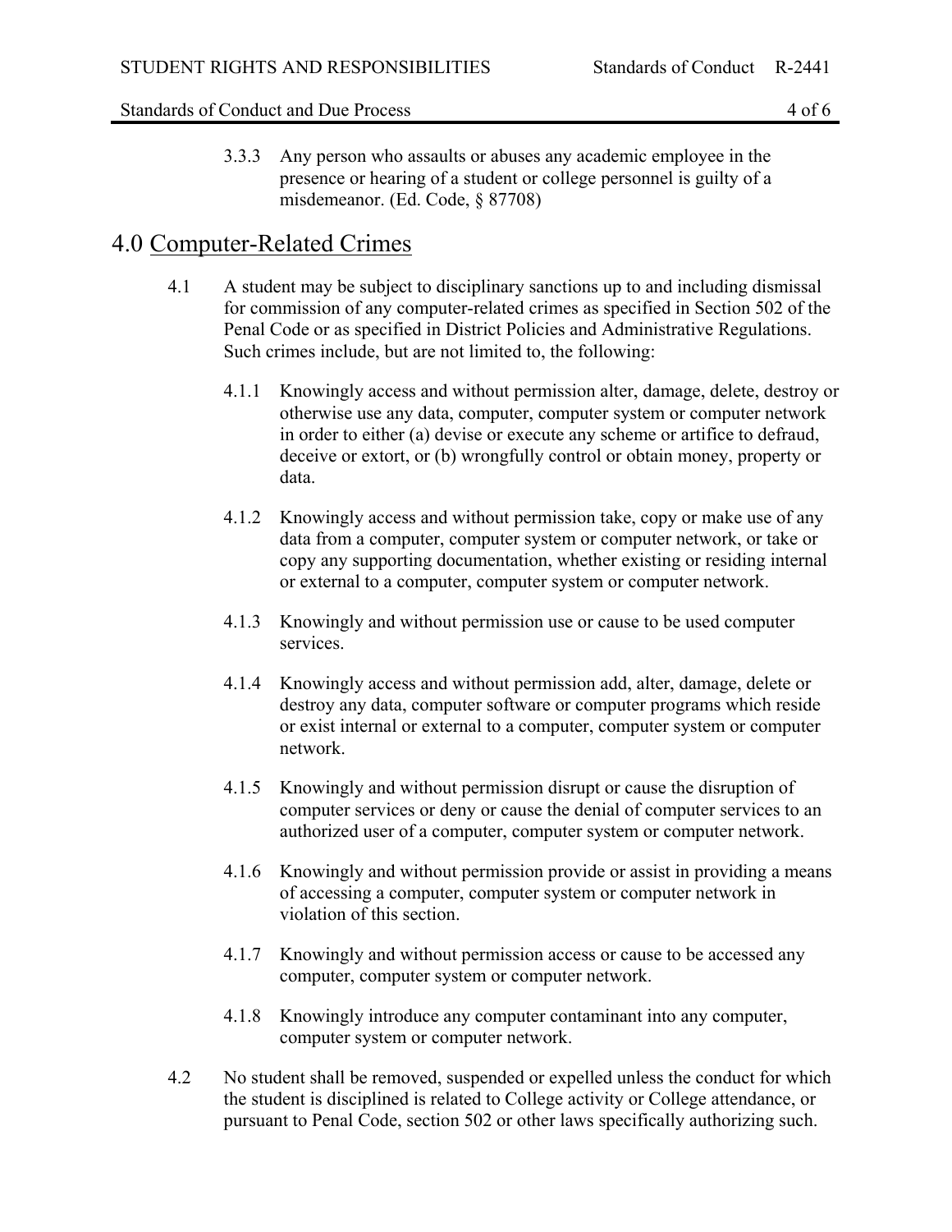3.3.3 Any person who assaults or abuses any academic employee in the presence or hearing of a student or college personnel is guilty of a misdemeanor. (Ed. Code, § 87708)

## 4.0 Computer-Related Crimes

4.1 A student may be subject to disciplinary sanctions up to and including dismissal for commission of any computer-related crimes as specified in Section 502 of the Penal Code or as specified in District Policies and Administrative Regulations. Such crimes include, but are not limited to, the following:

4.1.1 Knowingly access and without permission alter, damage, delete, destroy or otherwise use any data, computer, computer system or computer network in order to either (a) devise or execute any scheme or artifice to defraud, deceive or extort, or (b) wrongfully control or obtain money, property or data.

4.1.2 Knowingly access and without permission take, copy or make use of any data from a computer, computer system or computer network, or take or copy any supporting documentation, whether existing or residing internal or external to a computer, computer system or computer network.

4.1.3 Knowingly and without permission use or cause to be used computer services.

4.1.4 Knowingly access and without permission add, alter, damage, delete or destroy any data, computer software or computer programs which reside or exist internal or external to a computer, computer system or computer network.

4.1.5 Knowingly and without permission disrupt or cause the disruption of computer services or deny or cause the denial of computer services to an authorized user of a computer, computer system or computer network.

4.1.6 Knowingly and without permission provide or assist in providing a means of accessing a computer, computer system or computer network in violation of this section.

4.1.7 Knowingly and without permission access or cause to be accessed any computer, computer system or computer network.

4.1.8 Knowingly introduce any computer contaminant into any computer, computer system or computer network.

4.2 No student shall be removed, suspended or expelled unless the conduct for which the student is disciplined is related to College activity or College attendance, or pursuant to Penal Code, section 502 or other laws specifically authorizing such.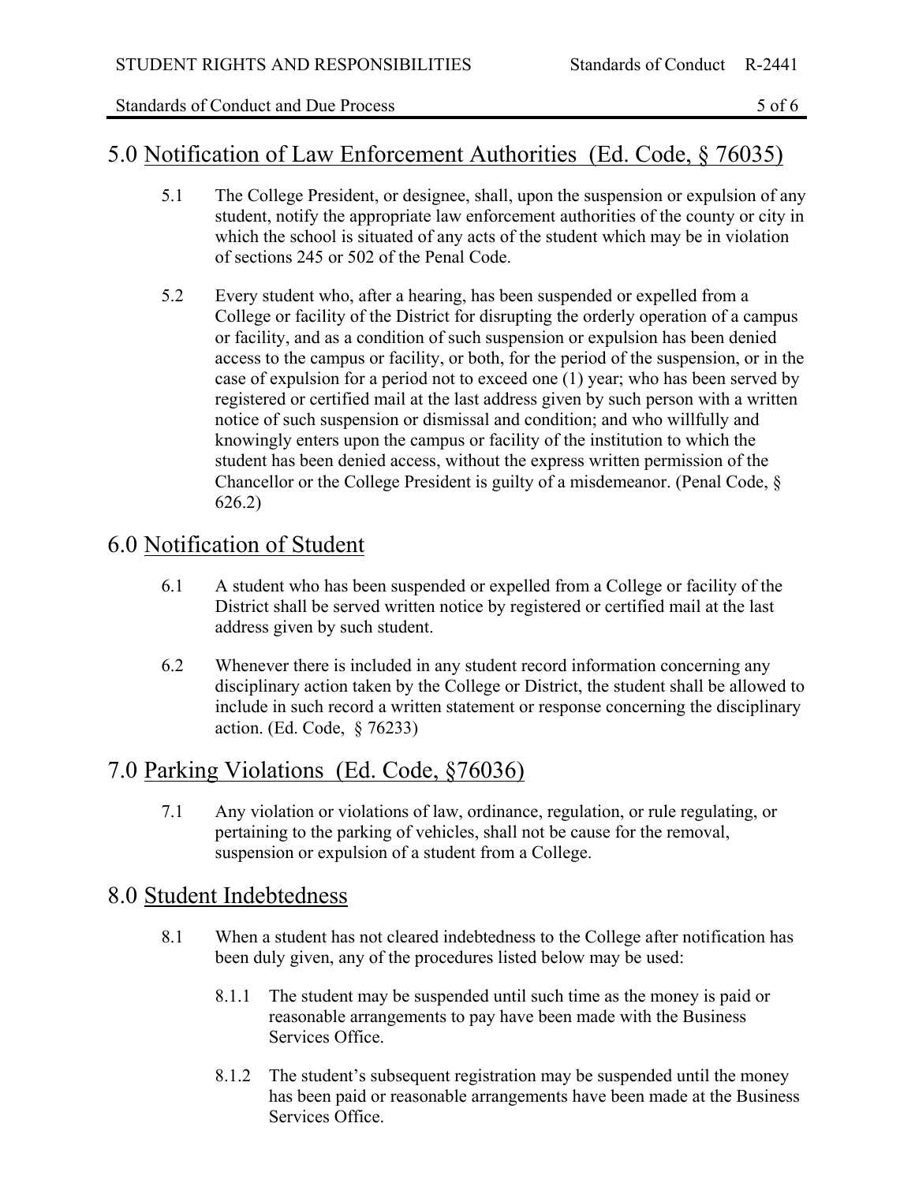## 5.0 Notification of Law Enforcement Authorities (Ed. Code, § 76035)

5.1 The College President, or designee, shall, upon the suspension or expulsion of any student, notify the appropriate law enforcement authorities of the county or city in which the school is situated of any acts of the student which may be in violation of sections 245 or 502 of the Penal Code.

5.2 Every student who, after a hearing, has been suspended or expelled from a College or facility of the District for disrupting the orderly operation of a campus or facility, and as a condition of such suspension or expulsion has been denied access to the campus or facility, or both, for the period of the suspension, or in the case of expulsion for a period not to exceed one (1) year; who has been served by registered or certified mail at the last address given by such person with a written notice of such suspension or dismissal and condition; and who willfully and knowingly enters upon the campus or facility of the institution to which the student has been denied access, without the express written permission of the Chancellor or the College President is guilty of a misdemeanor. (Penal Code, § 626.2)

## 6.0 Notification of Student

6.1 A student who has been suspended or expelled from a College or facility of the District shall be served written notice by registered or certified mail at the last address given by such student.

6.2 Whenever there is included in any student record information concerning any disciplinary action taken by the College or District, the student shall be allowed to include in such record a written statement or response concerning the disciplinary action. (Ed. Code, § 76233)

## 7.0 Parking Violations (Ed. Code, §76036)

7.1 Any violation or violations of law, ordinance, regulation, or rule regulating, or pertaining to the parking of vehicles, shall not be cause for the removal, suspension or expulsion of a student from a College.

## 8.0 Student Indebtedness

8.1 When a student has not cleared indebtedness to the College after notification has been duly given, any of the procedures listed below may be used:

8.1.1 The student may be suspended until such time as the money is paid or reasonable arrangements to pay have been made with the Business Services Office.

8.1.2 The student's subsequent registration may be suspended until the money has been paid or reasonable arrangements have been made at the Business Services Office.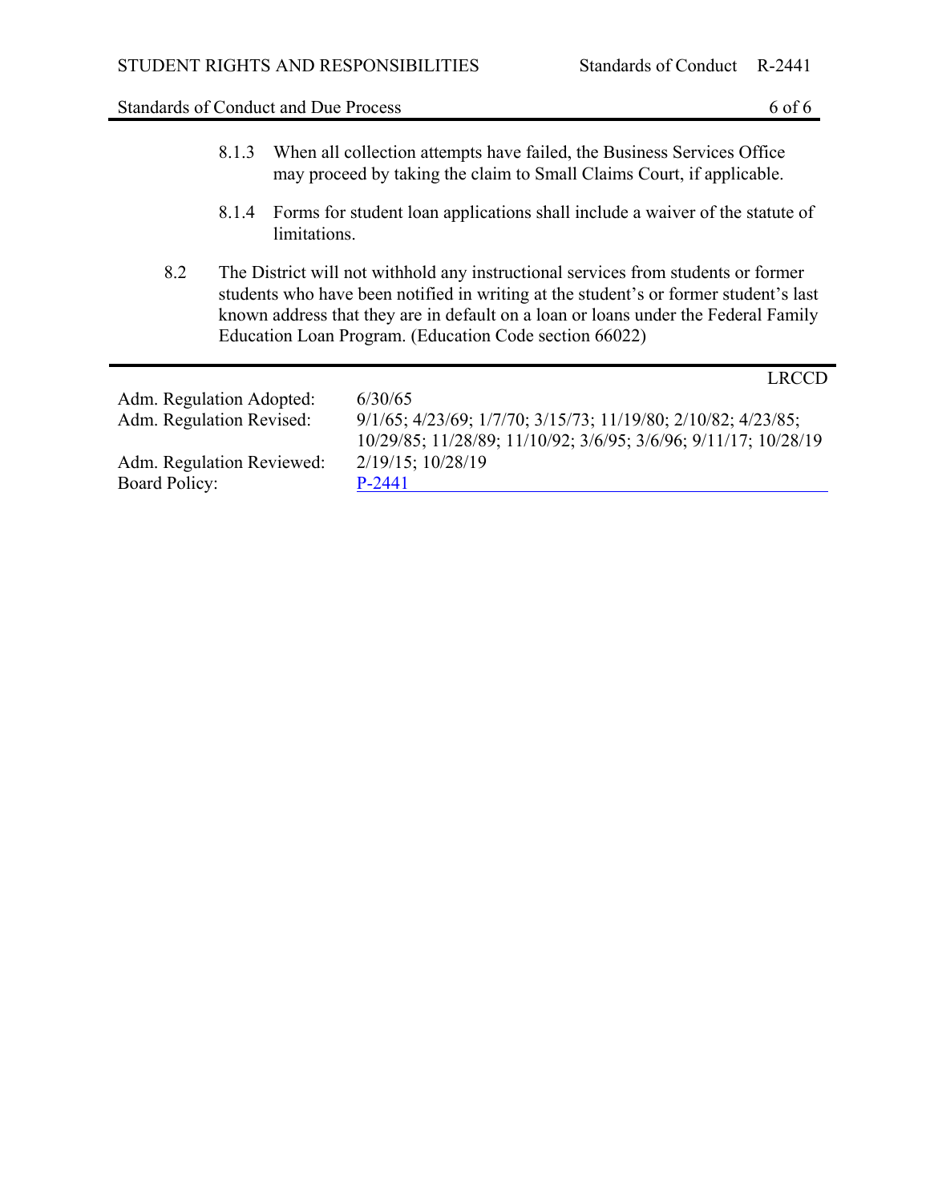8.1.3 When all collection attempts have failed, the Business Services Office may proceed by taking the claim to Small Claims Court, if applicable.

8.1.4 Forms for student loan applications shall include a waiver of the statute of limitations.

8.2 The District will not withhold any instructional services from students or former students who have been notified in writing at the student's or former student's last known address that they are in default on a loan or loans under the Federal Family Education Loan Program. (Education Code section 66022)

LRCCD

| | |
|---|---|
| Adm. Regulation Adopted: | 6/30/65 |
| Adm. Regulation Revised: | 9/1/65; 4/23/69; 1/7/70; 3/15/73; 11/19/80; 2/10/82; 4/23/85; 10/29/85; 11/28/89; 11/10/92; 3/6/95; 3/6/96; 9/11/17; 10/28/19 |
| Adm. Regulation Reviewed: | 2/19/15; 10/28/19 |
| Board Policy: | P-2441 |